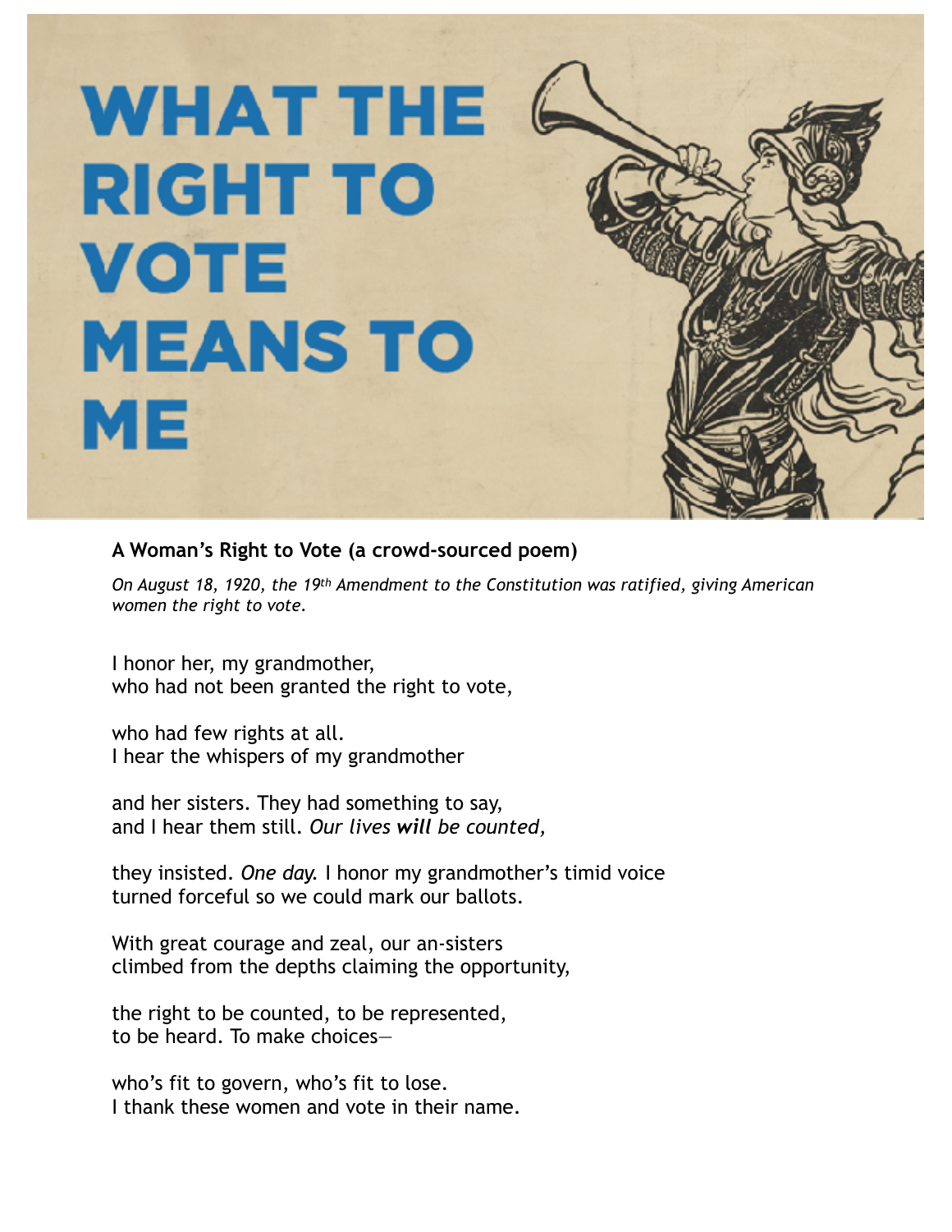# WHAT THE RIGHT TO VOTE MEANS TO ME

**A Woman's Right to Vote (a crowd-sourced poem)**

*On August 18, 1920, the 19th Amendment to the Constitution was ratified, giving American women the right to vote.*

I honor her, my grandmother,
who had not been granted the right to vote,

who had few rights at all.
I hear the whispers of my grandmother

and her sisters. They had something to say,
and I hear them still. *Our lives **will** be counted,*

they insisted. *One day.* I honor my grandmother's timid voice
turned forceful so we could mark our ballots.

With great courage and zeal, our an-sisters
climbed from the depths claiming the opportunity,

the right to be counted, to be represented,
to be heard. To make choices—

who's fit to govern, who's fit to lose.
I thank these women and vote in their name.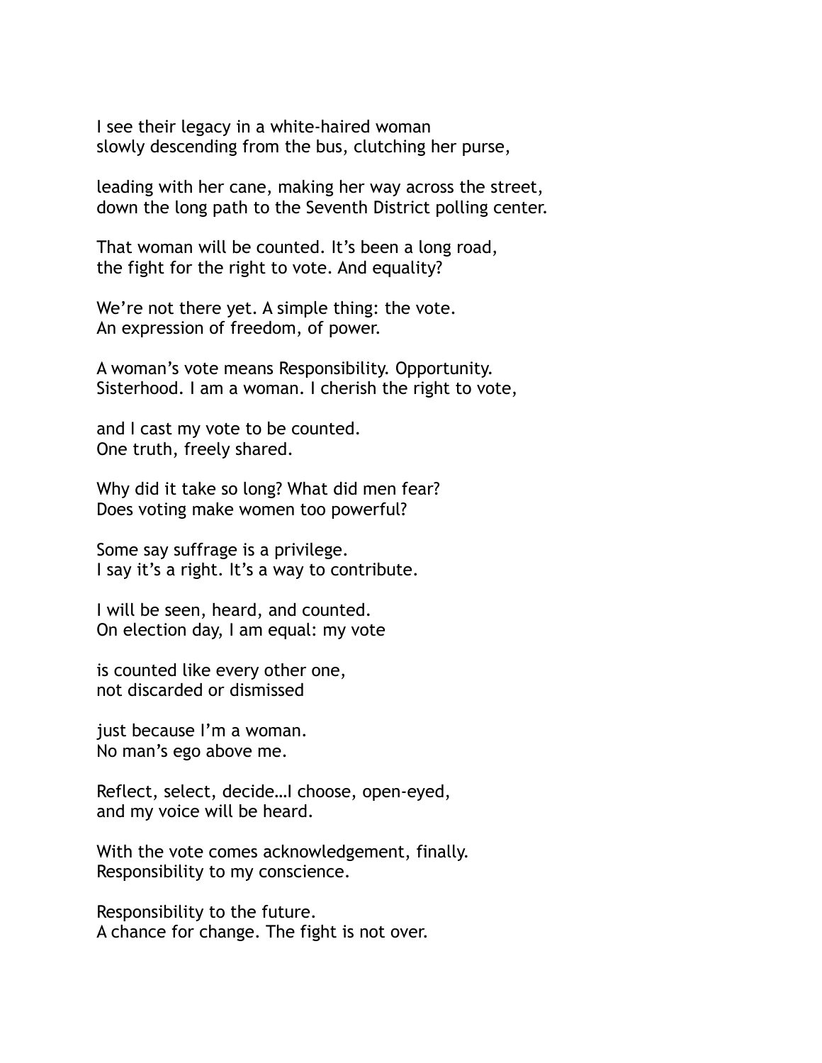I see their legacy in a white-haired woman
slowly descending from the bus, clutching her purse,

leading with her cane, making her way across the street,
down the long path to the Seventh District polling center.

That woman will be counted. It's been a long road,
the fight for the right to vote. And equality?

We're not there yet. A simple thing: the vote.
An expression of freedom, of power.

A woman's vote means Responsibility. Opportunity.
Sisterhood. I am a woman. I cherish the right to vote,

and I cast my vote to be counted.
One truth, freely shared.

Why did it take so long? What did men fear?
Does voting make women too powerful?

Some say suffrage is a privilege.
I say it's a right. It's a way to contribute.

I will be seen, heard, and counted.
On election day, I am equal: my vote

is counted like every other one,
not discarded or dismissed

just because I'm a woman.
No man's ego above me.

Reflect, select, decide…I choose, open-eyed,
and my voice will be heard.

With the vote comes acknowledgement, finally.
Responsibility to my conscience.

Responsibility to the future.
A chance for change. The fight is not over.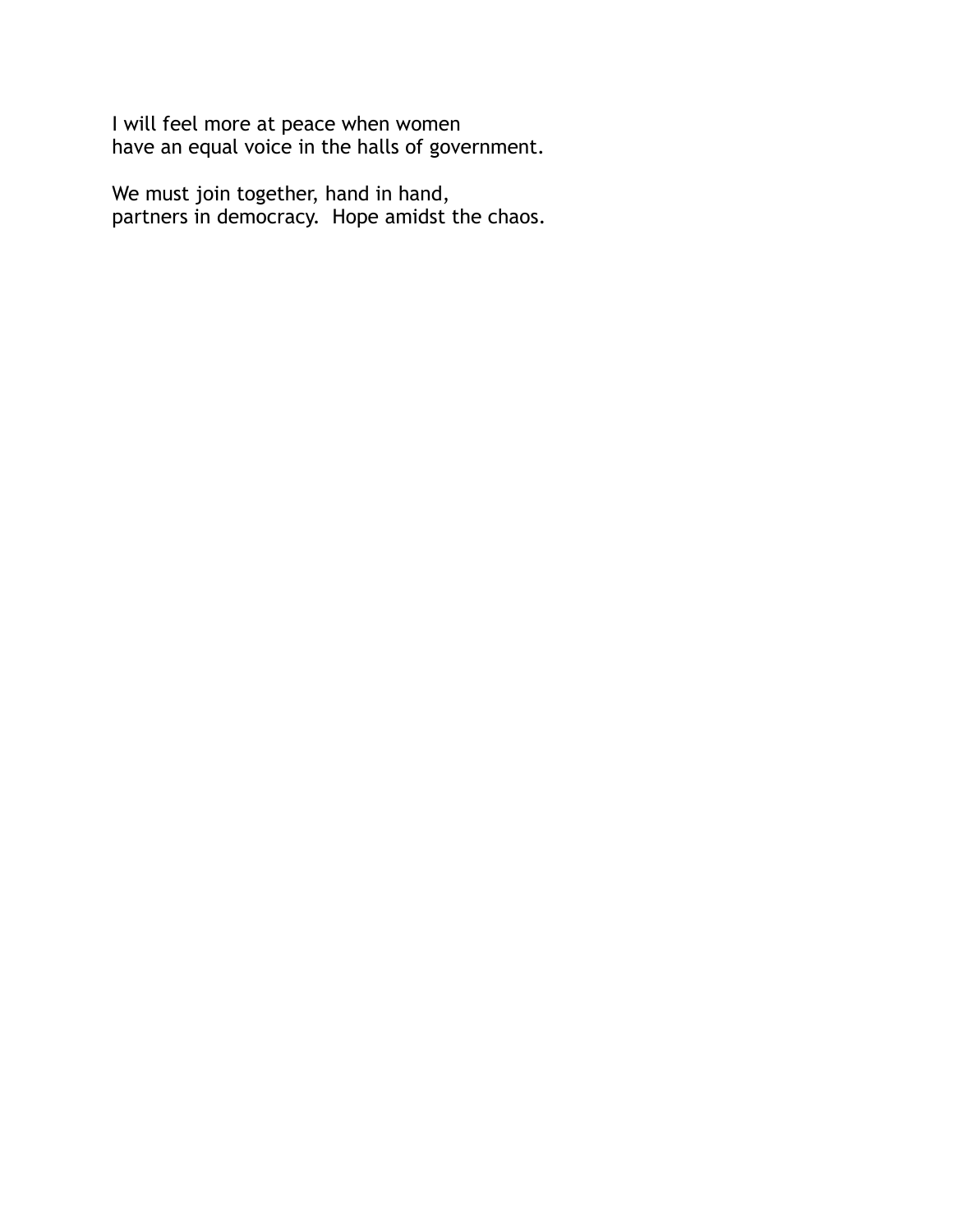I will feel more at peace when women
have an equal voice in the halls of government.

We must join together, hand in hand,
partners in democracy.  Hope amidst the chaos.